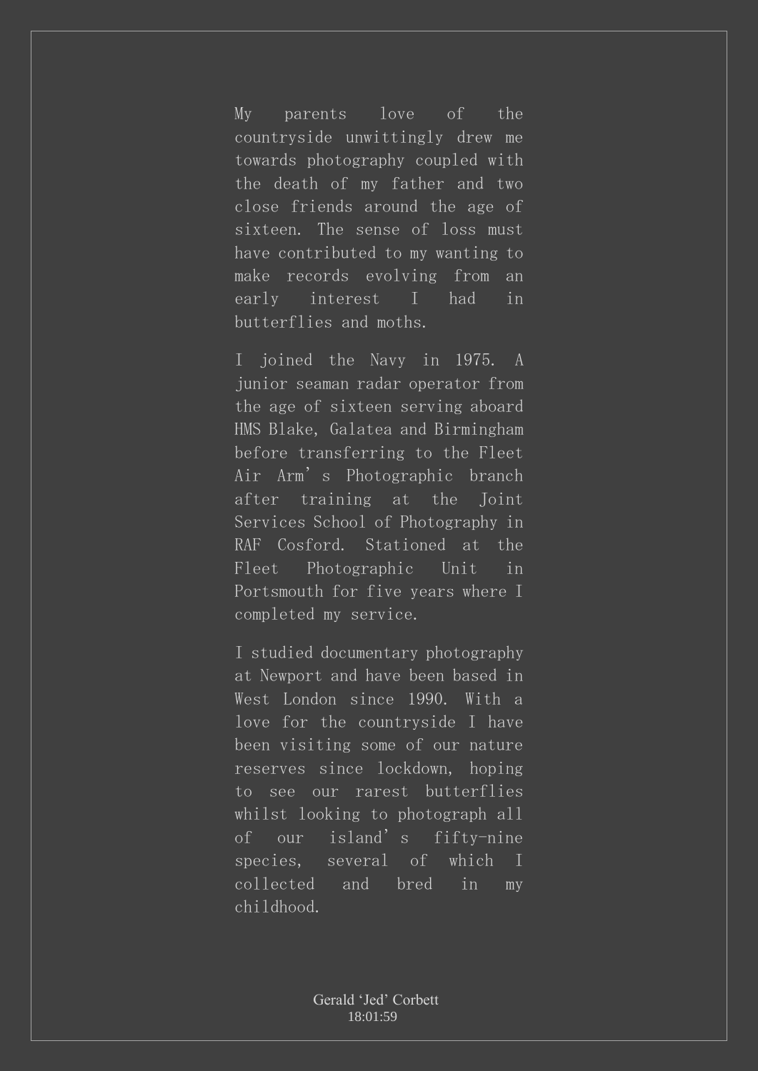My parents love of the countryside unwittingly drew me towards photography coupled with the death of my father and two close friends around the age of sixteen. The sense of loss must have contributed to my wanting to make records evolving from an early interest I had in butterflies and moths.

I joined the Navy in 1975. A junior seaman radar operator from the age of sixteen serving aboard HMS Blake, Galatea and Birmingham before transferring to the Fleet Air Arm's Photographic branch after training at the Joint Services School of Photography in RAF Cosford. Stationed at the Fleet Photographic Unit in Portsmouth for five years where I completed my service.

I studied documentary photography at Newport and have been based in West London since 1990. With a love for the countryside I have been visiting some of our nature reserves since lockdown, hoping to see our rarest butterflies whilst looking to photograph all of our island's fifty-nine species, several of which I collected and bred in my childhood.

Gerald 'Jed' Corbett
18:01:59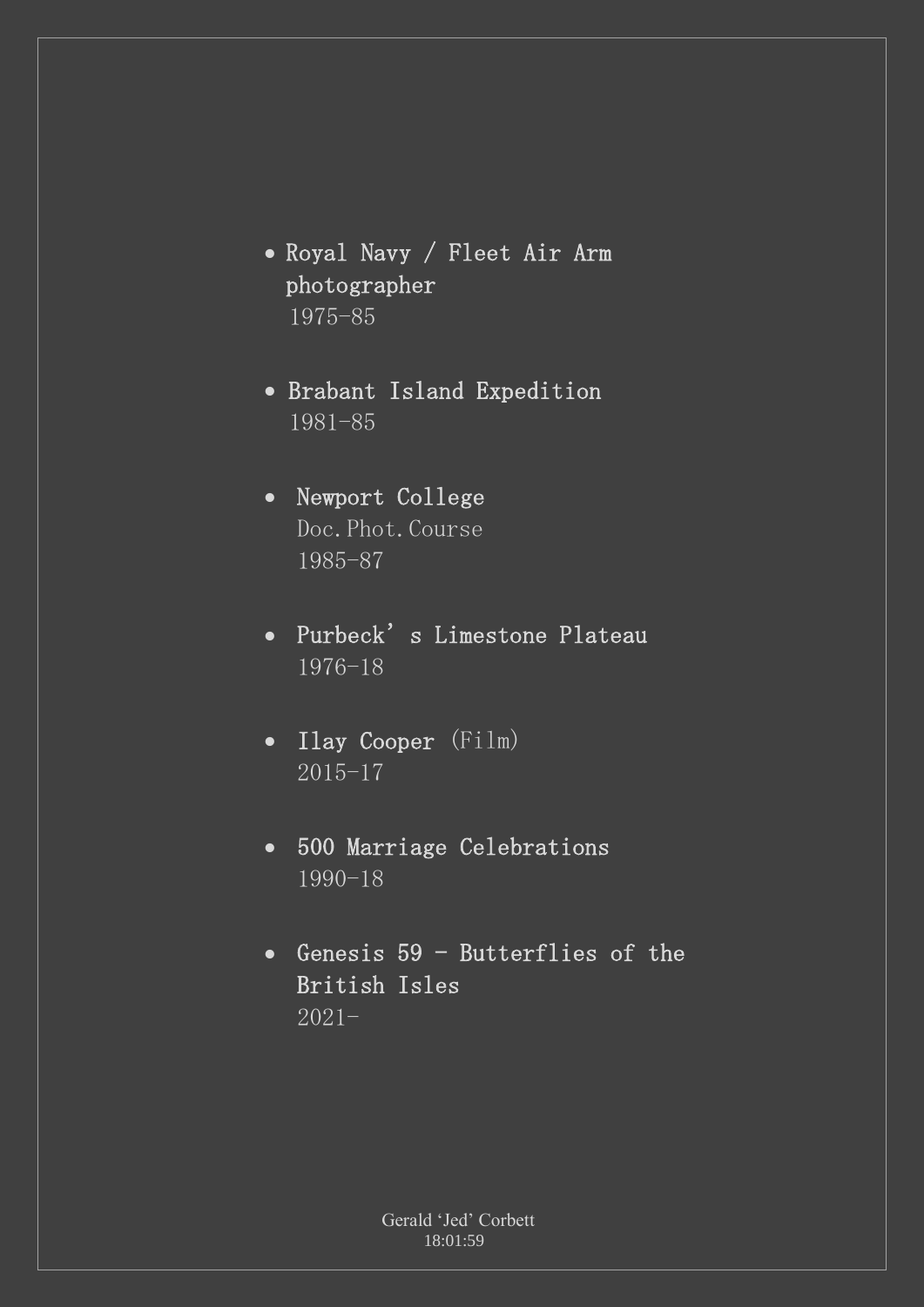- Royal Navy / Fleet Air Arm photographer
  1975-85

- Brabant Island Expedition
  1981-85

- Newport College
  Doc.Phot.Course
  1985-87

- Purbeck’s Limestone Plateau
  1976-18

- Ilay Cooper (Film)
  2015-17

- 500 Marriage Celebrations
  1990-18

- Genesis 59 - Butterflies of the British Isles
  2021-

Gerald ‘Jed’ Corbett
18:01:59